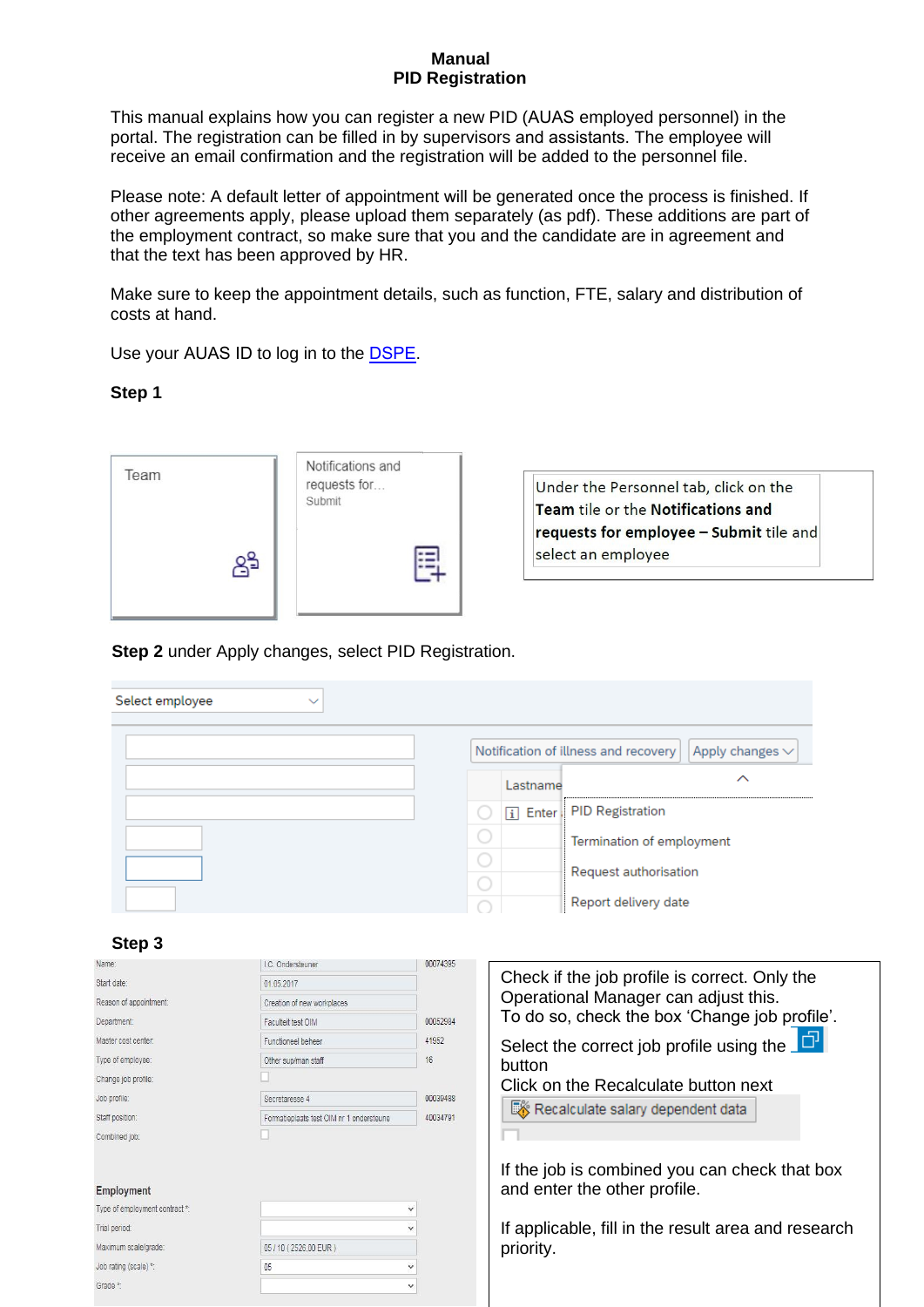**Manual**
**PID Registration**

This manual explains how you can register a new PID (AUAS employed personnel) in the portal. The registration can be filled in by supervisors and assistants. The employee will receive an email confirmation and the registration will be added to the personnel file.

Please note: A default letter of appointment will be generated once the process is finished. If other agreements apply, please upload them separately (as pdf). These additions are part of the employment contract, so make sure that you and the candidate are in agreement and that the text has been approved by HR.

Make sure to keep the appointment details, such as function, FTE, salary and distribution of costs at hand.

Use your AUAS ID to log in to the [DSPE](DSPE).

**Step 1**

Team

Notifications and requests for... Submit

Under the Personnel tab, click on the **Team** tile or the **Notifications and requests for employee – Submit** tile and select an employee

**Step 2** under Apply changes, select PID Registration.

Select employee

Notification of illness and recovery | Apply changes

Lastname

Enter

PID Registration
Termination of employment
Request authorisation
Report delivery date

**Step 3**

| | | |
|---|---|---|
| Name: | I.C. Ondersteuner | 00074395 |
| Start date: | 01.05.2017 | |
| Reason of appointment: | Creation of new workplaces | |
| Department: | Faculteit test OIM | 00052984 |
| Master cost center: | Functioneel beheer | 41952 |
| Type of employee: | Other sup/man staff | 16 |
| Change job profile: | ☐ | |
| Job profile: | Secretaresse 4 | 00039488 |
| Staff position: | Formatieplaats test OIM nr 1 ondersteuning | 40034791 |
| Combined job: | ☐ | |

**Employment**

| | |
|---|---|
| Type of employment contract *: | |
| Trial period: | |
| Maximum scale/grade: | 05 / 10 ( 2526.00 EUR ) |
| Job rating (scale) *: | 05 |
| Grade *: | |

Check if the job profile is correct. Only the Operational Manager can adjust this.
To do so, check the box 'Change job profile'.

Select the correct job profile using the button
Click on the Recalculate button next

Recalculate salary dependent data

If the job is combined you can check that box and enter the other profile.

If applicable, fill in the result area and research priority.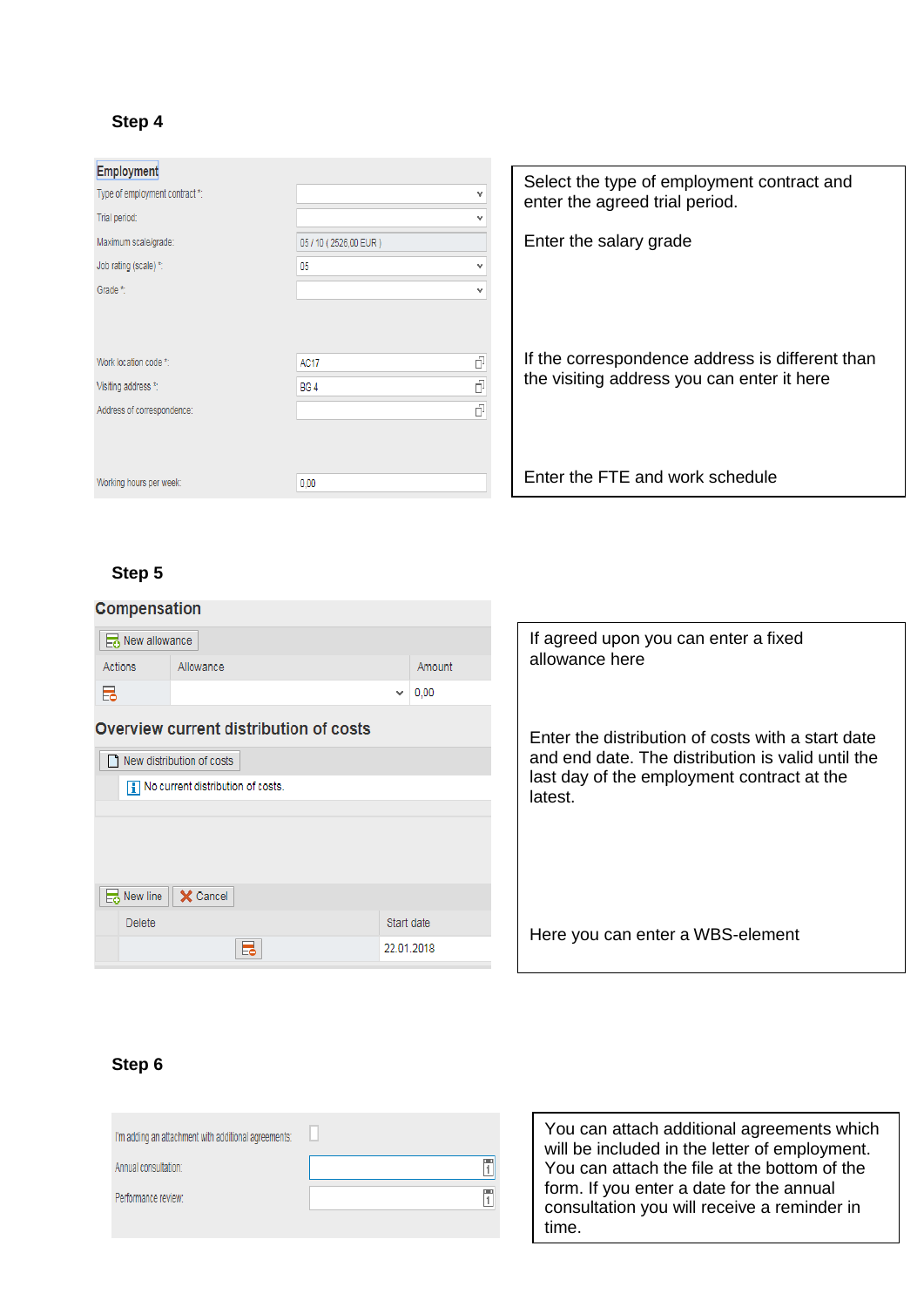**Step 4**

**Employment**

| Field | Value |
|---|---|
| Type of employment contract *: | |
| Trial period: | |
| Maximum scale/grade: | 05 / 10 ( 2526,00 EUR ) |
| Job rating (scale) *: | 05 |
| Grade *: | |
| Work location code *: | AC17 |
| Visiting address *: | BG 4 |
| Address of correspondence: | |
| Working hours per week: | 0,00 |

Select the type of employment contract and enter the agreed trial period.

Enter the salary grade

If the correspondence address is different than the visiting address you can enter it here

Enter the FTE and work schedule

**Step 5**

**Compensation**

New allowance

| Actions | Allowance | Amount |
|---|---|---|
| | | 0,00 |

**Overview current distribution of costs**

New distribution of costs

No current distribution of costs.

New line | Cancel

| Delete | Start date |
|---|---|
| | 22.01.2018 |

If agreed upon you can enter a fixed allowance here

Enter the distribution of costs with a start date and end date. The distribution is valid until the last day of the employment contract at the latest.

Here you can enter a WBS-element

**Step 6**

| Field | Value |
|---|---|
| I'm adding an attachment with additional agreements: | ☐ |
| Annual consultation: | |
| Performance review: | |

You can attach additional agreements which will be included in the letter of employment. You can attach the file at the bottom of the form. If you enter a date for the annual consultation you will receive a reminder in time.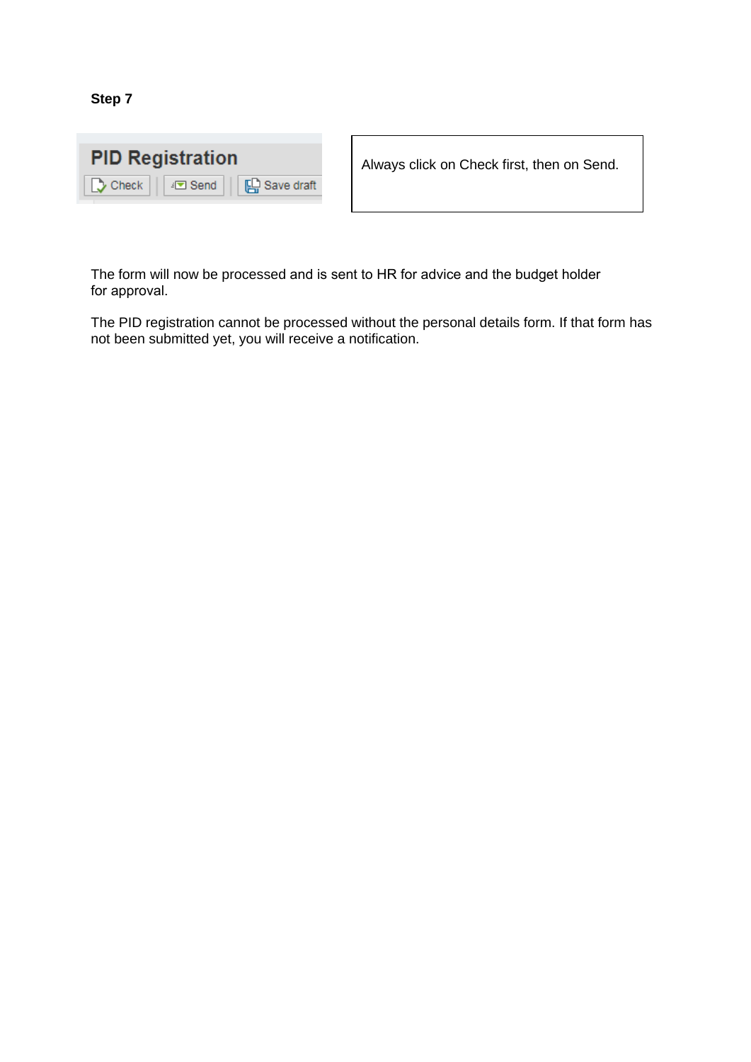**Step 7**

PID Registration

Check | Send | Save draft

Always click on Check first, then on Send.

The form will now be processed and is sent to HR for advice and the budget holder for approval.

The PID registration cannot be processed without the personal details form. If that form has not been submitted yet, you will receive a notification.